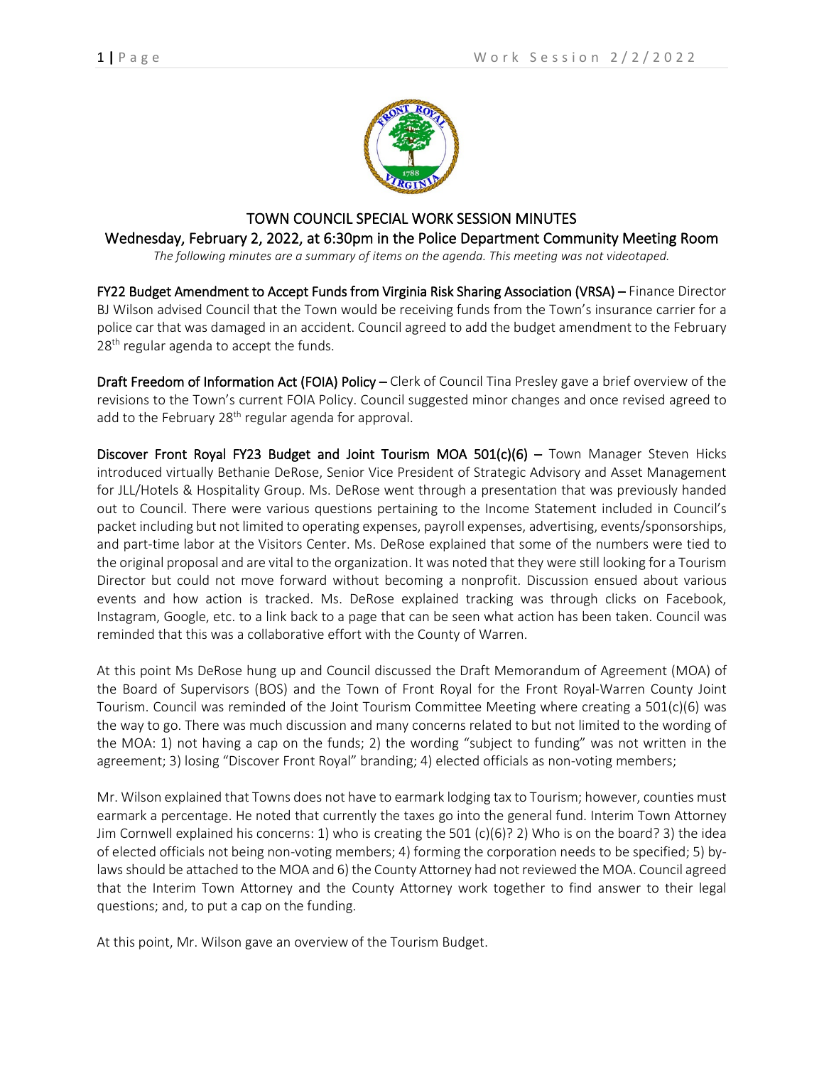# TOWN COUNCIL SPECIAL WORK SESSION MINUTES

## Wednesday, February 2, 2022, at 6:30pm in the Police Department Community Meeting Room

*The following minutes are a summary of items on the agenda. This meeting was not videotaped.*

**FY22 Budget Amendment to Accept Funds from Virginia Risk Sharing Association (VRSA)** – Finance Director BJ Wilson advised Council that the Town would be receiving funds from the Town's insurance carrier for a police car that was damaged in an accident. Council agreed to add the budget amendment to the February 28th regular agenda to accept the funds.

**Draft Freedom of Information Act (FOIA) Policy** – Clerk of Council Tina Presley gave a brief overview of the revisions to the Town's current FOIA Policy. Council suggested minor changes and once revised agreed to add to the February 28th regular agenda for approval.

**Discover Front Royal FY23 Budget and Joint Tourism MOA 501(c)(6)** – Town Manager Steven Hicks introduced virtually Bethanie DeRose, Senior Vice President of Strategic Advisory and Asset Management for JLL/Hotels & Hospitality Group. Ms. DeRose went through a presentation that was previously handed out to Council. There were various questions pertaining to the Income Statement included in Council's packet including but not limited to operating expenses, payroll expenses, advertising, events/sponsorships, and part-time labor at the Visitors Center. Ms. DeRose explained that some of the numbers were tied to the original proposal and are vital to the organization. It was noted that they were still looking for a Tourism Director but could not move forward without becoming a nonprofit. Discussion ensued about various events and how action is tracked. Ms. DeRose explained tracking was through clicks on Facebook, Instagram, Google, etc. to a link back to a page that can be seen what action has been taken. Council was reminded that this was a collaborative effort with the County of Warren.

At this point Ms DeRose hung up and Council discussed the Draft Memorandum of Agreement (MOA) of the Board of Supervisors (BOS) and the Town of Front Royal for the Front Royal-Warren County Joint Tourism. Council was reminded of the Joint Tourism Committee Meeting where creating a 501(c)(6) was the way to go. There was much discussion and many concerns related to but not limited to the wording of the MOA: 1) not having a cap on the funds; 2) the wording "subject to funding" was not written in the agreement; 3) losing "Discover Front Royal" branding; 4) elected officials as non-voting members;

Mr. Wilson explained that Towns does not have to earmark lodging tax to Tourism; however, counties must earmark a percentage. He noted that currently the taxes go into the general fund. Interim Town Attorney Jim Cornwell explained his concerns: 1) who is creating the 501 (c)(6)? 2) Who is on the board? 3) the idea of elected officials not being non-voting members; 4) forming the corporation needs to be specified; 5) by-laws should be attached to the MOA and 6) the County Attorney had not reviewed the MOA. Council agreed that the Interim Town Attorney and the County Attorney work together to find answer to their legal questions; and, to put a cap on the funding.

At this point, Mr. Wilson gave an overview of the Tourism Budget.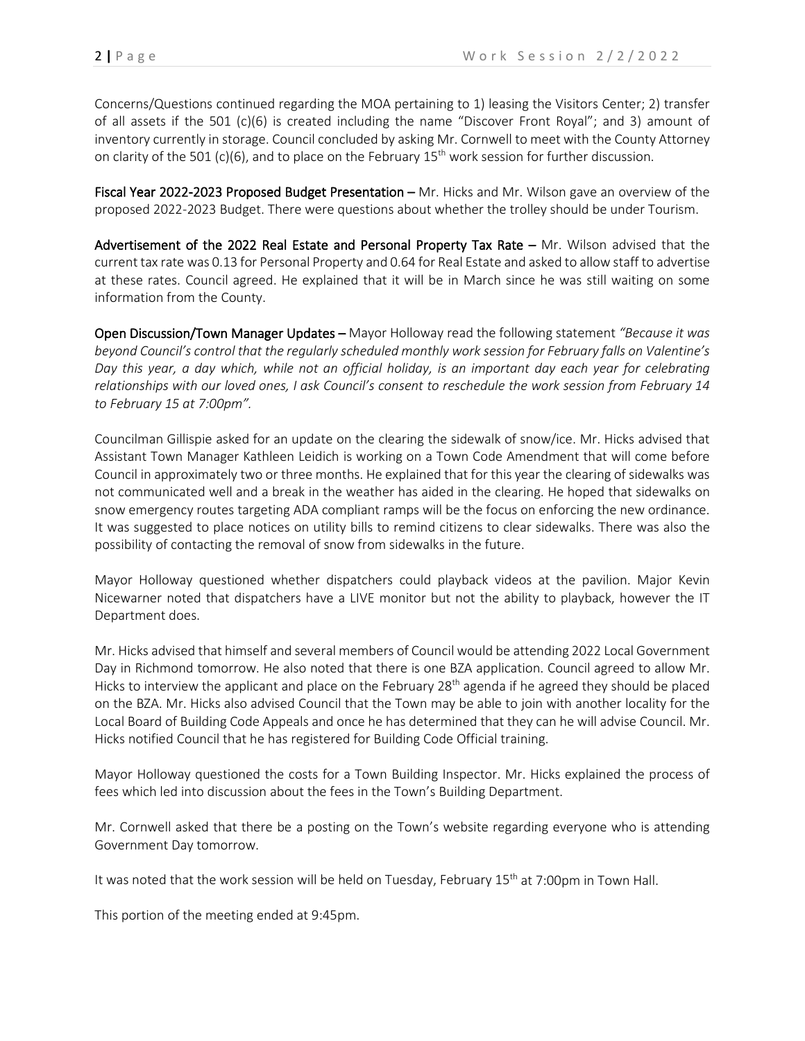Concerns/Questions continued regarding the MOA pertaining to 1) leasing the Visitors Center; 2) transfer of all assets if the 501 (c)(6) is created including the name "Discover Front Royal"; and 3) amount of inventory currently in storage. Council concluded by asking Mr. Cornwell to meet with the County Attorney on clarity of the 501 (c)(6), and to place on the February 15th work session for further discussion.

**Fiscal Year 2022-2023 Proposed Budget Presentation –** Mr. Hicks and Mr. Wilson gave an overview of the proposed 2022-2023 Budget. There were questions about whether the trolley should be under Tourism.

**Advertisement of the 2022 Real Estate and Personal Property Tax Rate –** Mr. Wilson advised that the current tax rate was 0.13 for Personal Property and 0.64 for Real Estate and asked to allow staff to advertise at these rates. Council agreed. He explained that it will be in March since he was still waiting on some information from the County.

**Open Discussion/Town Manager Updates –** Mayor Holloway read the following statement *"Because it was beyond Council's control that the regularly scheduled monthly work session for February falls on Valentine's Day this year, a day which, while not an official holiday, is an important day each year for celebrating relationships with our loved ones, I ask Council's consent to reschedule the work session from February 14 to February 15 at 7:00pm".*

Councilman Gillispie asked for an update on the clearing the sidewalk of snow/ice. Mr. Hicks advised that Assistant Town Manager Kathleen Leidich is working on a Town Code Amendment that will come before Council in approximately two or three months. He explained that for this year the clearing of sidewalks was not communicated well and a break in the weather has aided in the clearing. He hoped that sidewalks on snow emergency routes targeting ADA compliant ramps will be the focus on enforcing the new ordinance. It was suggested to place notices on utility bills to remind citizens to clear sidewalks. There was also the possibility of contacting the removal of snow from sidewalks in the future.

Mayor Holloway questioned whether dispatchers could playback videos at the pavilion. Major Kevin Nicewarner noted that dispatchers have a LIVE monitor but not the ability to playback, however the IT Department does.

Mr. Hicks advised that himself and several members of Council would be attending 2022 Local Government Day in Richmond tomorrow. He also noted that there is one BZA application. Council agreed to allow Mr. Hicks to interview the applicant and place on the February 28th agenda if he agreed they should be placed on the BZA. Mr. Hicks also advised Council that the Town may be able to join with another locality for the Local Board of Building Code Appeals and once he has determined that they can he will advise Council. Mr. Hicks notified Council that he has registered for Building Code Official training.

Mayor Holloway questioned the costs for a Town Building Inspector. Mr. Hicks explained the process of fees which led into discussion about the fees in the Town's Building Department.

Mr. Cornwell asked that there be a posting on the Town's website regarding everyone who is attending Government Day tomorrow.

It was noted that the work session will be held on Tuesday, February 15th at 7:00pm in Town Hall.

This portion of the meeting ended at 9:45pm.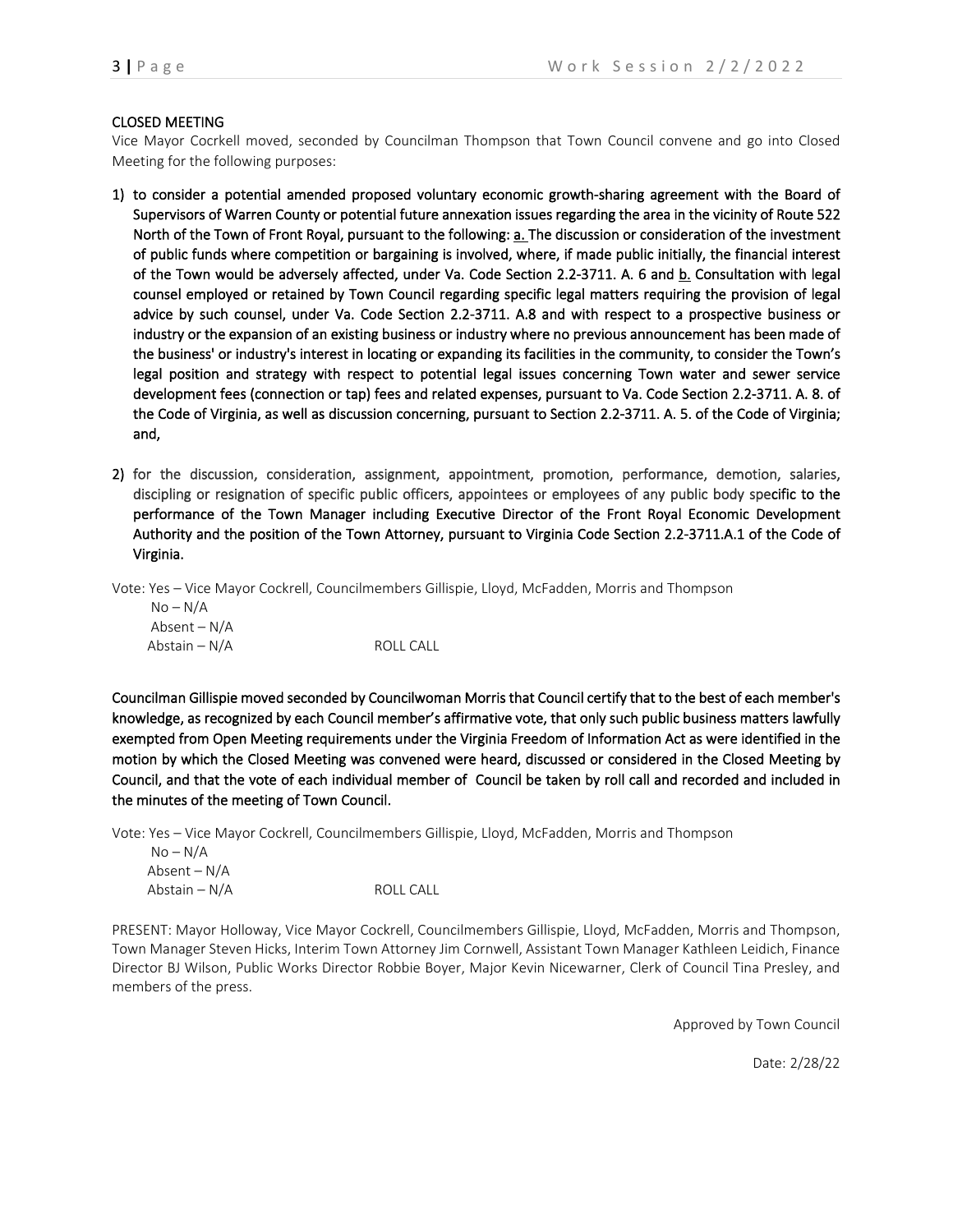## CLOSED MEETING

Vice Mayor Cocrkell moved, seconded by Councilman Thompson that Town Council convene and go into Closed Meeting for the following purposes:

1) **to consider a potential amended proposed voluntary economic growth-sharing agreement with the Board of Supervisors of Warren County or potential future annexation issues regarding the area in the vicinity of Route 522 North of the Town of Front Royal, pursuant to the following: a. The discussion or consideration of the investment of public funds where competition or bargaining is involved, where, if made public initially, the financial interest of the Town would be adversely affected, under Va. Code Section 2.2-3711. A. 6 and b. Consultation with legal counsel employed or retained by Town Council regarding specific legal matters requiring the provision of legal advice by such counsel, under Va. Code Section 2.2-3711. A.8 and with respect to a prospective business or industry or the expansion of an existing business or industry where no previous announcement has been made of the business' or industry's interest in locating or expanding its facilities in the community, to consider the Town's legal position and strategy with respect to potential legal issues concerning Town water and sewer service development fees (connection or tap) fees and related expenses, pursuant to Va. Code Section 2.2-3711. A. 8. of the Code of Virginia, as well as discussion concerning, pursuant to Section 2.2-3711. A. 5. of the Code of Virginia; and,**

2) for the discussion, consideration, assignment, appointment, promotion, performance, demotion, salaries, discipling or resignation of specific public officers, appointees or employees of any public body spe**cific to the performance of the Town Manager including Executive Director of the Front Royal Economic Development Authority and the position of the Town Attorney, pursuant to Virginia Code Section 2.2-3711.A.1 of the Code of Virginia.**

Vote: Yes – Vice Mayor Cockrell, Councilmembers Gillispie, Lloyd, McFadden, Morris and Thompson
No – N/A
Absent – N/A
Abstain – N/A ROLL CALL

**Councilman Gillispie moved seconded by Councilwoman Morris that Council certify that to the best of each member's knowledge, as recognized by each Council member's affirmative vote, that only such public business matters lawfully exempted from Open Meeting requirements under the Virginia Freedom of Information Act as were identified in the motion by which the Closed Meeting was convened were heard, discussed or considered in the Closed Meeting by Council, and that the vote of each individual member of Council be taken by roll call and recorded and included in the minutes of the meeting of Town Council.**

Vote: Yes – Vice Mayor Cockrell, Councilmembers Gillispie, Lloyd, McFadden, Morris and Thompson
No – N/A
Absent – N/A
Abstain – N/A ROLL CALL

PRESENT: Mayor Holloway, Vice Mayor Cockrell, Councilmembers Gillispie, Lloyd, McFadden, Morris and Thompson, Town Manager Steven Hicks, Interim Town Attorney Jim Cornwell, Assistant Town Manager Kathleen Leidich, Finance Director BJ Wilson, Public Works Director Robbie Boyer, Major Kevin Nicewarner, Clerk of Council Tina Presley, and members of the press.

Approved by Town Council

Date: 2/28/22